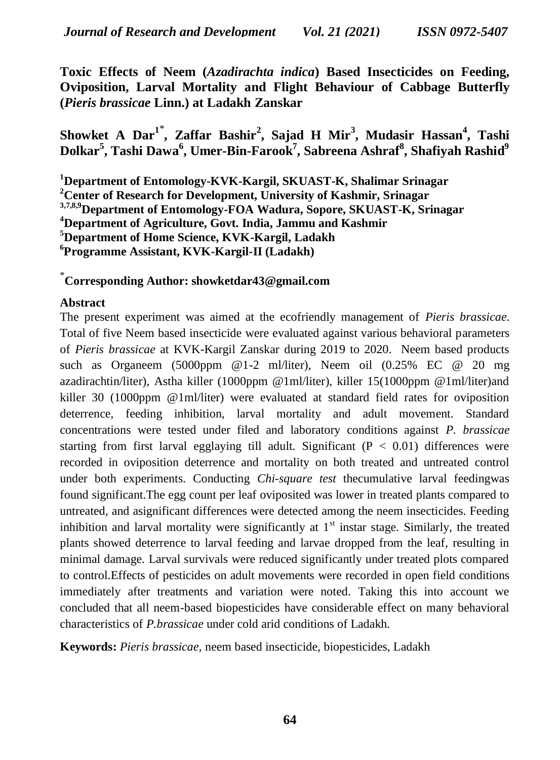# Toxic Effects of Neem (*Azadirachta indica*) Based Insecticides on Feeding, Oviposition, Larval Mortality and Flight Behaviour of Cabbage Butterfly (*Pieris brassicae* Linn.) at Ladakh Zanskar

**Showket A Dar[1*], Zaffar Bashir[2], Sajad H Mir[3], Mudasir Hassan[4], Tashi Dolkar[5], Tashi Dawa[6], Umer-Bin-Farook[7], Sabreena Ashraf[8], Shafiyah Rashid[9]**

**[1]Department of Entomology-KVK-Kargil, SKUAST-K, Shalimar Srinagar**
**[2]Center of Research for Development, University of Kashmir, Srinagar**
**[3,7,8,9]Department of Entomology-FOA Wadura, Sopore, SKUAST-K, Srinagar**
**[4]Department of Agriculture, Govt. India, Jammu and Kashmir**
**[5]Department of Home Science, KVK-Kargil, Ladakh**
**[6]Programme Assistant, KVK-Kargil-II (Ladakh)**

**[*]Corresponding Author: showketdar43@gmail.com**

## Abstract

The present experiment was aimed at the ecofriendly management of *Pieris brassicae*. Total of five Neem based insecticide were evaluated against various behavioral parameters of *Pieris brassicae* at KVK-Kargil Zanskar during 2019 to 2020. Neem based products such as Organeem (5000ppm @1-2 ml/liter), Neem oil (0.25% EC @ 20 mg azadirachtin/liter), Astha killer (1000ppm @1ml/liter), killer 15(1000ppm @1ml/liter)and killer 30 (1000ppm @1ml/liter) were evaluated at standard field rates for oviposition deterrence, feeding inhibition, larval mortality and adult movement. Standard concentrations were tested under filed and laboratory conditions against *P. brassicae* starting from first larval egglaying till adult. Significant ($P < 0.01$) differences were recorded in oviposition deterrence and mortality on both treated and untreated control under both experiments. Conducting *Chi-square test* thecumulative larval feedingwas found significant.The egg count per leaf oviposited was lower in treated plants compared to untreated, and asignificant differences were detected among the neem insecticides. Feeding inhibition and larval mortality were significantly at 1st instar stage. Similarly, the treated plants showed deterrence to larval feeding and larvae dropped from the leaf, resulting in minimal damage. Larval survivals were reduced significantly under treated plots compared to control.Effects of pesticides on adult movements were recorded in open field conditions immediately after treatments and variation were noted. Taking this into account we concluded that all neem-based biopesticides have considerable effect on many behavioral characteristics of *P.brassicae* under cold arid conditions of Ladakh.

**Keywords:** *Pieris brassicae*, neem based insecticide, biopesticides, Ladakh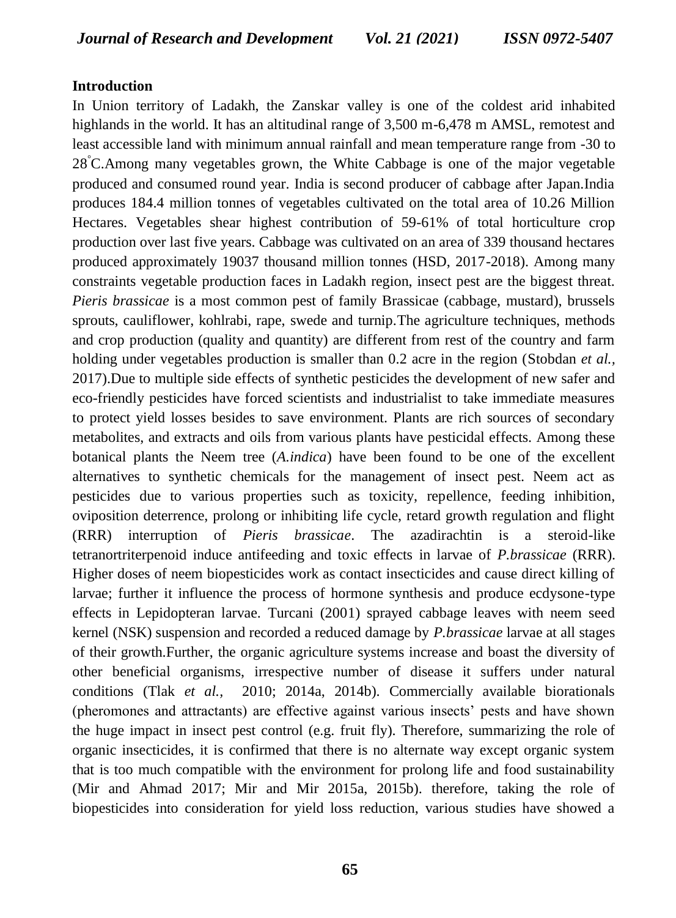## Introduction

In Union territory of Ladakh, the Zanskar valley is one of the coldest arid inhabited highlands in the world. It has an altitudinal range of 3,500 m-6,478 m AMSL, remotest and least accessible land with minimum annual rainfall and mean temperature range from -30 to 28°C.Among many vegetables grown, the White Cabbage is one of the major vegetable produced and consumed round year. India is second producer of cabbage after Japan.India produces 184.4 million tonnes of vegetables cultivated on the total area of 10.26 Million Hectares. Vegetables shear highest contribution of 59-61% of total horticulture crop production over last five years. Cabbage was cultivated on an area of 339 thousand hectares produced approximately 19037 thousand million tonnes (HSD, 2017-2018). Among many constraints vegetable production faces in Ladakh region, insect pest are the biggest threat. *Pieris brassicae* is a most common pest of family Brassicae (cabbage, mustard), brussels sprouts, cauliflower, kohlrabi, rape, swede and turnip.The agriculture techniques, methods and crop production (quality and quantity) are different from rest of the country and farm holding under vegetables production is smaller than 0.2 acre in the region (Stobdan *et al.,* 2017).Due to multiple side effects of synthetic pesticides the development of new safer and eco-friendly pesticides have forced scientists and industrialist to take immediate measures to protect yield losses besides to save environment. Plants are rich sources of secondary metabolites, and extracts and oils from various plants have pesticidal effects. Among these botanical plants the Neem tree (*A.indica*) have been found to be one of the excellent alternatives to synthetic chemicals for the management of insect pest. Neem act as pesticides due to various properties such as toxicity, repellence, feeding inhibition, oviposition deterrence, prolong or inhibiting life cycle, retard growth regulation and flight (RRR) interruption of *Pieris brassicae*. The azadirachtin is a steroid-like tetranortriterpenoid induce antifeeding and toxic effects in larvae of *P.brassicae* (RRR). Higher doses of neem biopesticides work as contact insecticides and cause direct killing of larvae; further it influence the process of hormone synthesis and produce ecdysone-type effects in Lepidopteran larvae. Turcani (2001) sprayed cabbage leaves with neem seed kernel (NSK) suspension and recorded a reduced damage by *P.brassicae* larvae at all stages of their growth.Further, the organic agriculture systems increase and boast the diversity of other beneficial organisms, irrespective number of disease it suffers under natural conditions (Tlak *et al.,* 2010; 2014a, 2014b). Commercially available biorationals (pheromones and attractants) are effective against various insects' pests and have shown the huge impact in insect pest control (e.g. fruit fly). Therefore, summarizing the role of organic insecticides, it is confirmed that there is no alternate way except organic system that is too much compatible with the environment for prolong life and food sustainability (Mir and Ahmad 2017; Mir and Mir 2015a, 2015b). therefore, taking the role of biopesticides into consideration for yield loss reduction, various studies have showed a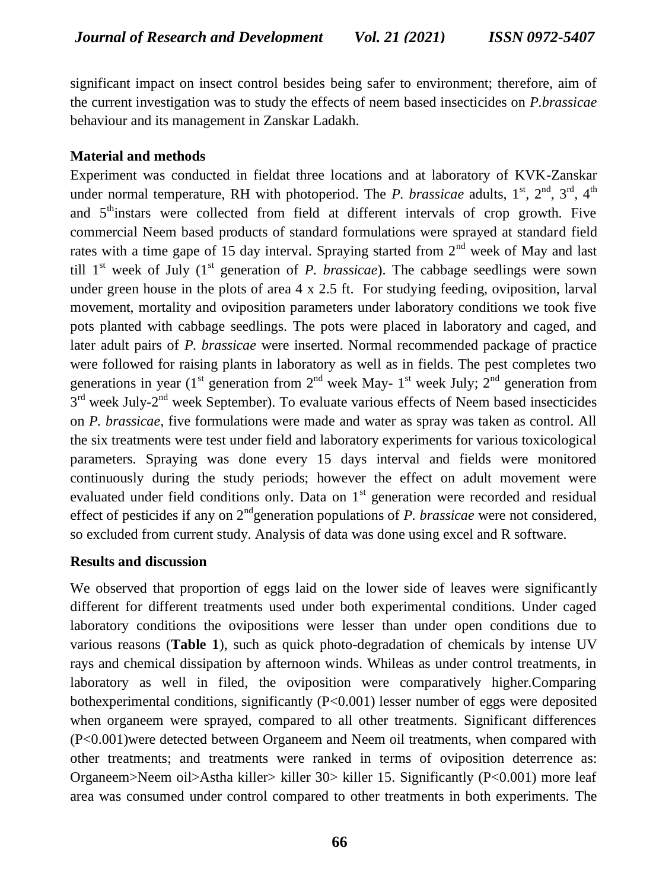significant impact on insect control besides being safer to environment; therefore, aim of the current investigation was to study the effects of neem based insecticides on *P.brassicae* behaviour and its management in Zanskar Ladakh.

## Material and methods

Experiment was conducted in fieldat three locations and at laboratory of KVK-Zanskar under normal temperature, RH with photoperiod. The *P. brassicae* adults, 1st, 2nd, 3rd, 4th and 5thinstars were collected from field at different intervals of crop growth. Five commercial Neem based products of standard formulations were sprayed at standard field rates with a time gape of 15 day interval. Spraying started from 2nd week of May and last till 1st week of July (1st generation of *P. brassicae*). The cabbage seedlings were sown under green house in the plots of area 4 x 2.5 ft. For studying feeding, oviposition, larval movement, mortality and oviposition parameters under laboratory conditions we took five pots planted with cabbage seedlings. The pots were placed in laboratory and caged, and later adult pairs of *P. brassicae* were inserted. Normal recommended package of practice were followed for raising plants in laboratory as well as in fields. The pest completes two generations in year (1st generation from 2nd week May- 1st week July; 2nd generation from 3rd week July-2nd week September). To evaluate various effects of Neem based insecticides on *P. brassicae*, five formulations were made and water as spray was taken as control. All the six treatments were test under field and laboratory experiments for various toxicological parameters. Spraying was done every 15 days interval and fields were monitored continuously during the study periods; however the effect on adult movement were evaluated under field conditions only. Data on 1st generation were recorded and residual effect of pesticides if any on 2ndgeneration populations of *P. brassicae* were not considered, so excluded from current study. Analysis of data was done using excel and R software.

## Results and discussion

We observed that proportion of eggs laid on the lower side of leaves were significantly different for different treatments used under both experimental conditions. Under caged laboratory conditions the ovipositions were lesser than under open conditions due to various reasons (**Table 1**), such as quick photo-degradation of chemicals by intense UV rays and chemical dissipation by afternoon winds. Whileas as under control treatments, in laboratory as well in filed, the oviposition were comparatively higher.Comparing bothexperimental conditions, significantly ($P<0.001$) lesser number of eggs were deposited when organeem were sprayed, compared to all other treatments. Significant differences ($P<0.001$)were detected between Organeem and Neem oil treatments, when compared with other treatments; and treatments were ranked in terms of oviposition deterrence as: Organeem>Neem oil>Astha killer> killer 30> killer 15. Significantly ($P<0.001$) more leaf area was consumed under control compared to other treatments in both experiments. The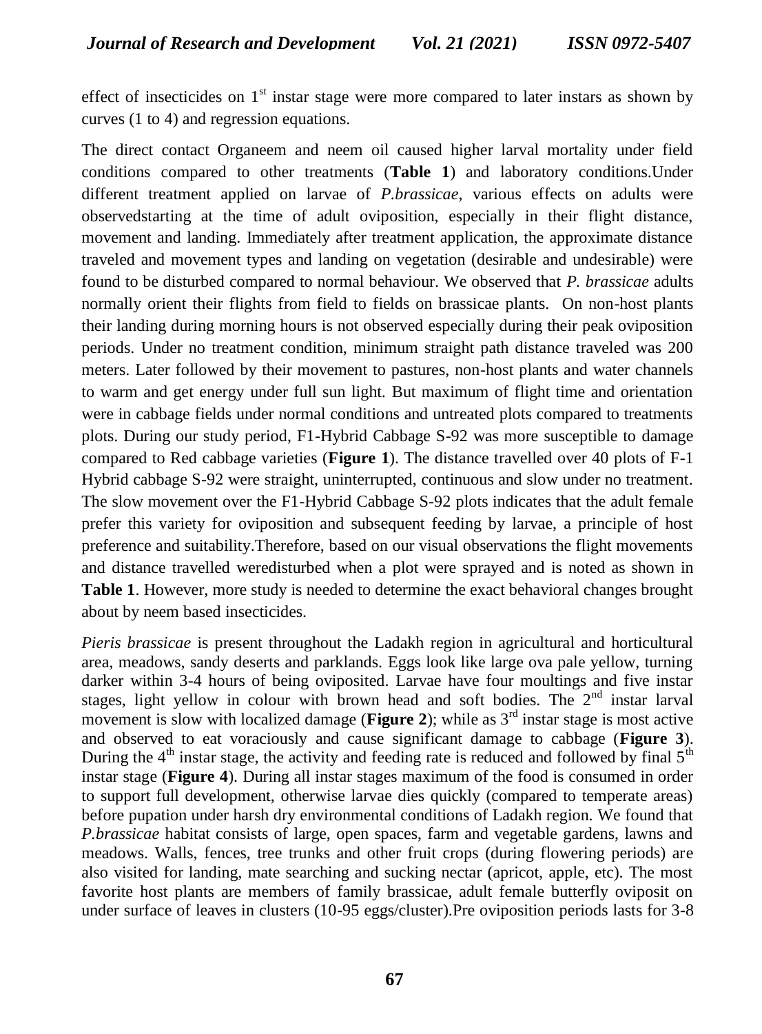effect of insecticides on 1st instar stage were more compared to later instars as shown by curves (1 to 4) and regression equations.

The direct contact Organeem and neem oil caused higher larval mortality under field conditions compared to other treatments (**Table 1**) and laboratory conditions.Under different treatment applied on larvae of *P.brassicae*, various effects on adults were observedstarting at the time of adult oviposition, especially in their flight distance, movement and landing. Immediately after treatment application, the approximate distance traveled and movement types and landing on vegetation (desirable and undesirable) were found to be disturbed compared to normal behaviour. We observed that *P. brassicae* adults normally orient their flights from field to fields on brassicae plants. On non-host plants their landing during morning hours is not observed especially during their peak oviposition periods. Under no treatment condition, minimum straight path distance traveled was 200 meters. Later followed by their movement to pastures, non-host plants and water channels to warm and get energy under full sun light. But maximum of flight time and orientation were in cabbage fields under normal conditions and untreated plots compared to treatments plots. During our study period, F1-Hybrid Cabbage S-92 was more susceptible to damage compared to Red cabbage varieties (**Figure 1**). The distance travelled over 40 plots of F-1 Hybrid cabbage S-92 were straight, uninterrupted, continuous and slow under no treatment. The slow movement over the F1-Hybrid Cabbage S-92 plots indicates that the adult female prefer this variety for oviposition and subsequent feeding by larvae, a principle of host preference and suitability.Therefore, based on our visual observations the flight movements and distance travelled weredisturbed when a plot were sprayed and is noted as shown in **Table 1**. However, more study is needed to determine the exact behavioral changes brought about by neem based insecticides.

*Pieris brassicae* is present throughout the Ladakh region in agricultural and horticultural area, meadows, sandy deserts and parklands. Eggs look like large ova pale yellow, turning darker within 3-4 hours of being oviposited. Larvae have four moultings and five instar stages, light yellow in colour with brown head and soft bodies. The 2nd instar larval movement is slow with localized damage (**Figure 2**); while as 3rd instar stage is most active and observed to eat voraciously and cause significant damage to cabbage (**Figure 3**). During the 4th instar stage, the activity and feeding rate is reduced and followed by final 5th instar stage (**Figure 4**). During all instar stages maximum of the food is consumed in order to support full development, otherwise larvae dies quickly (compared to temperate areas) before pupation under harsh dry environmental conditions of Ladakh region. We found that *P.brassicae* habitat consists of large, open spaces, farm and vegetable gardens, lawns and meadows. Walls, fences, tree trunks and other fruit crops (during flowering periods) are also visited for landing, mate searching and sucking nectar (apricot, apple, etc). The most favorite host plants are members of family brassicae, adult female butterfly oviposit on under surface of leaves in clusters (10-95 eggs/cluster).Pre oviposition periods lasts for 3-8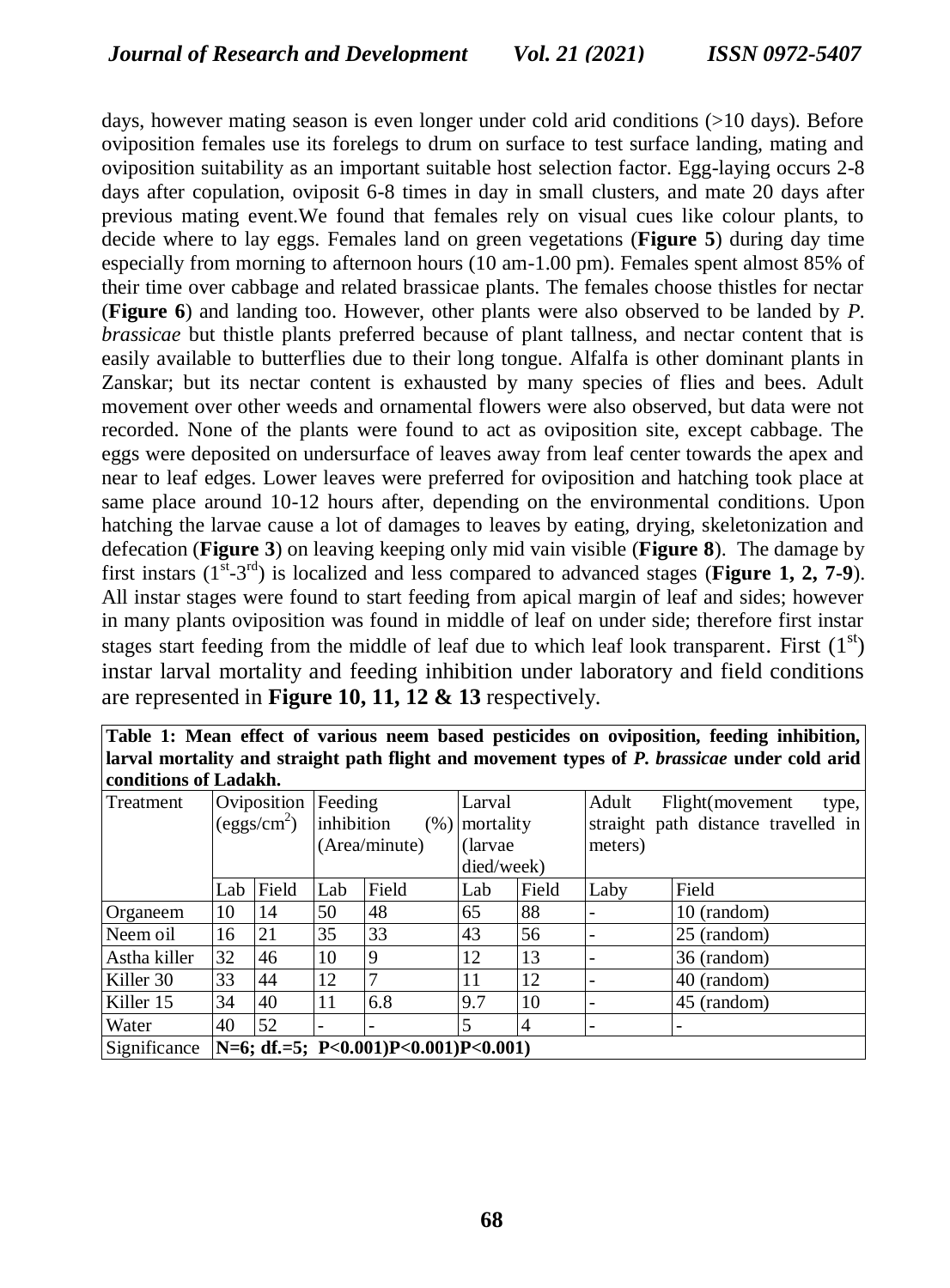days, however mating season is even longer under cold arid conditions (>10 days). Before oviposition females use its forelegs to drum on surface to test surface landing, mating and oviposition suitability as an important suitable host selection factor. Egg-laying occurs 2-8 days after copulation, oviposit 6-8 times in day in small clusters, and mate 20 days after previous mating event.We found that females rely on visual cues like colour plants, to decide where to lay eggs. Females land on green vegetations (**Figure 5**) during day time especially from morning to afternoon hours (10 am-1.00 pm). Females spent almost 85% of their time over cabbage and related brassicae plants. The females choose thistles for nectar (**Figure 6**) and landing too. However, other plants were also observed to be landed by *P. brassicae* but thistle plants preferred because of plant tallness, and nectar content that is easily available to butterflies due to their long tongue. Alfalfa is other dominant plants in Zanskar; but its nectar content is exhausted by many species of flies and bees. Adult movement over other weeds and ornamental flowers were also observed, but data were not recorded. None of the plants were found to act as oviposition site, except cabbage. The eggs were deposited on undersurface of leaves away from leaf center towards the apex and near to leaf edges. Lower leaves were preferred for oviposition and hatching took place at same place around 10-12 hours after, depending on the environmental conditions. Upon hatching the larvae cause a lot of damages to leaves by eating, drying, skeletonization and defecation (**Figure 3**) on leaving keeping only mid vain visible (**Figure 8**). The damage by first instars ($1^{st}$-$3^{rd}$) is localized and less compared to advanced stages (**Figure 1, 2, 7-9**). All instar stages were found to start feeding from apical margin of leaf and sides; however in many plants oviposition was found in middle of leaf on under side; therefore first instar stages start feeding from the middle of leaf due to which leaf look transparent. First ($1^{st}$) instar larval mortality and feeding inhibition under laboratory and field conditions are represented in **Figure 10, 11, 12 & 13** respectively.

**Table 1: Mean effect of various neem based pesticides on oviposition, feeding inhibition, larval mortality and straight path flight and movement types of *P. brassicae* under cold arid conditions of Ladakh.**

| Treatment | Oviposition (eggs/cm$^2$) | | Feeding inhibition (%) (Area/minute) | | Larval mortality (larvae died/week) | | Adult Flight(movement type, straight path distance travelled in meters) | |
|---|---|---|---|---|---|---|---|---|
| | Lab | Field | Lab | Field | Lab | Field | Laby | Field |
| Organeem | 10 | 14 | 50 | 48 | 65 | 88 | - | 10 (random) |
| Neem oil | 16 | 21 | 35 | 33 | 43 | 56 | - | 25 (random) |
| Astha killer | 32 | 46 | 10 | 9 | 12 | 13 | - | 36 (random) |
| Killer 30 | 33 | 44 | 12 | 7 | 11 | 12 | - | 40 (random) |
| Killer 15 | 34 | 40 | 11 | 6.8 | 9.7 | 10 | - | 45 (random) |
| Water | 40 | 52 | - | - | 5 | 4 | - | - |
| Significance | **N=6; df.=5; P<0.001)P<0.001)P<0.001)** | | | | | | | |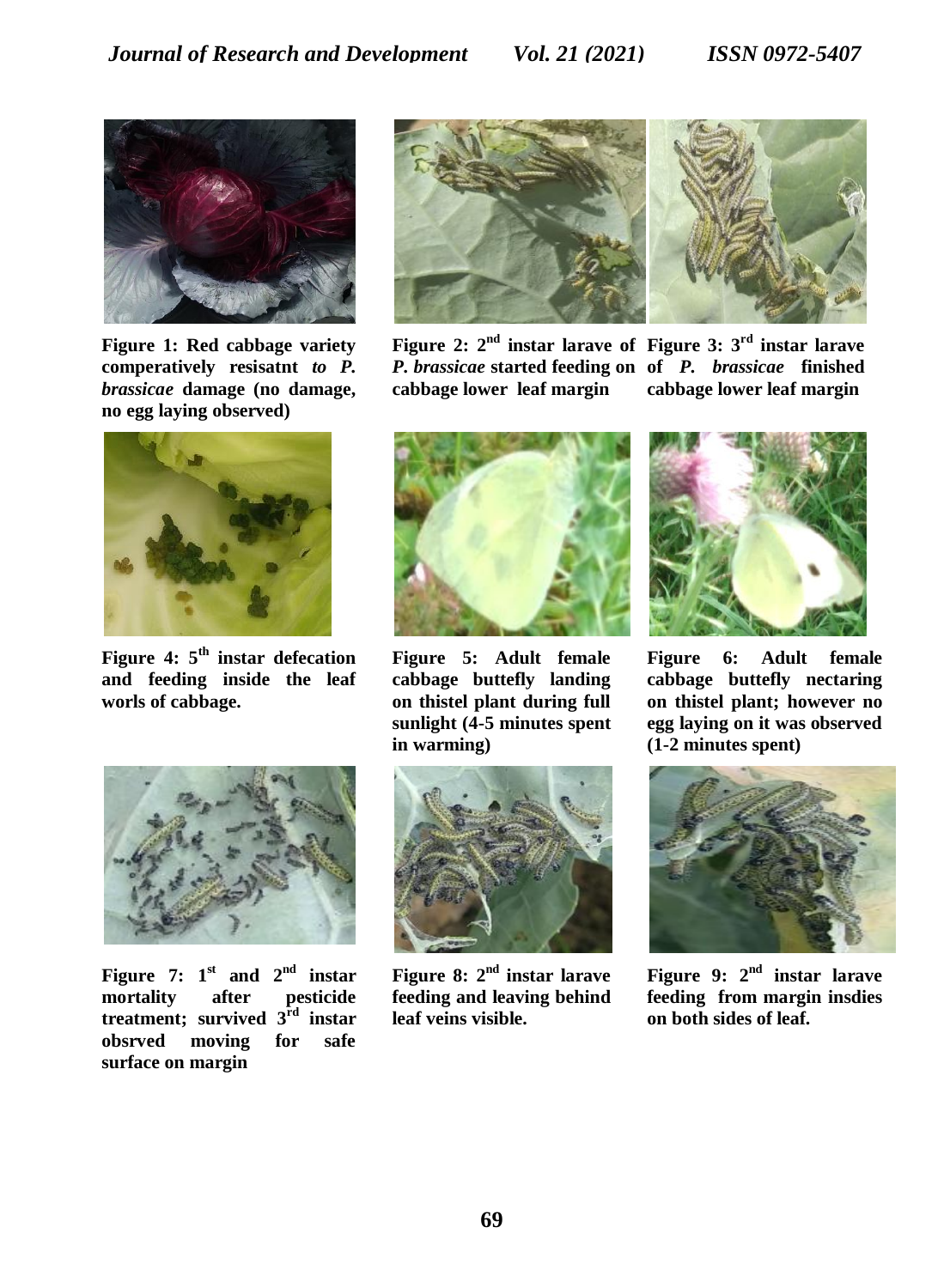**Figure 1: Red cabbage variety comperatively resisatnt *to P. brassicae* damage (no damage, no egg laying observed)**

**Figure 2: $2^{nd}$ instar larave of *P. brassicae* started feeding on cabbage lower leaf margin**

**Figure 3: $3^{rd}$ instar larave of *P. brassicae* finished cabbage lower leaf margin**

**Figure 4: $5^{th}$ instar defecation and feeding inside the leaf worls of cabbage.**

**Figure 5: Adult female cabbage buttefly landing on thistel plant during full sunlight (4-5 minutes spent in warming)**

**Figure 6: Adult female cabbage buttefly nectaring on thistel plant; however no egg laying on it was observed (1-2 minutes spent)**

**Figure 7: $1^{st}$ and $2^{nd}$ instar mortality after pesticide treatment; survived $3^{rd}$ instar obsrved moving for safe surface on margin**

**Figure 8: $2^{nd}$ instar larave feeding and leaving behind leaf veins visible.**

**Figure 9: $2^{nd}$ instar larave feeding from margin insdies on both sides of leaf.**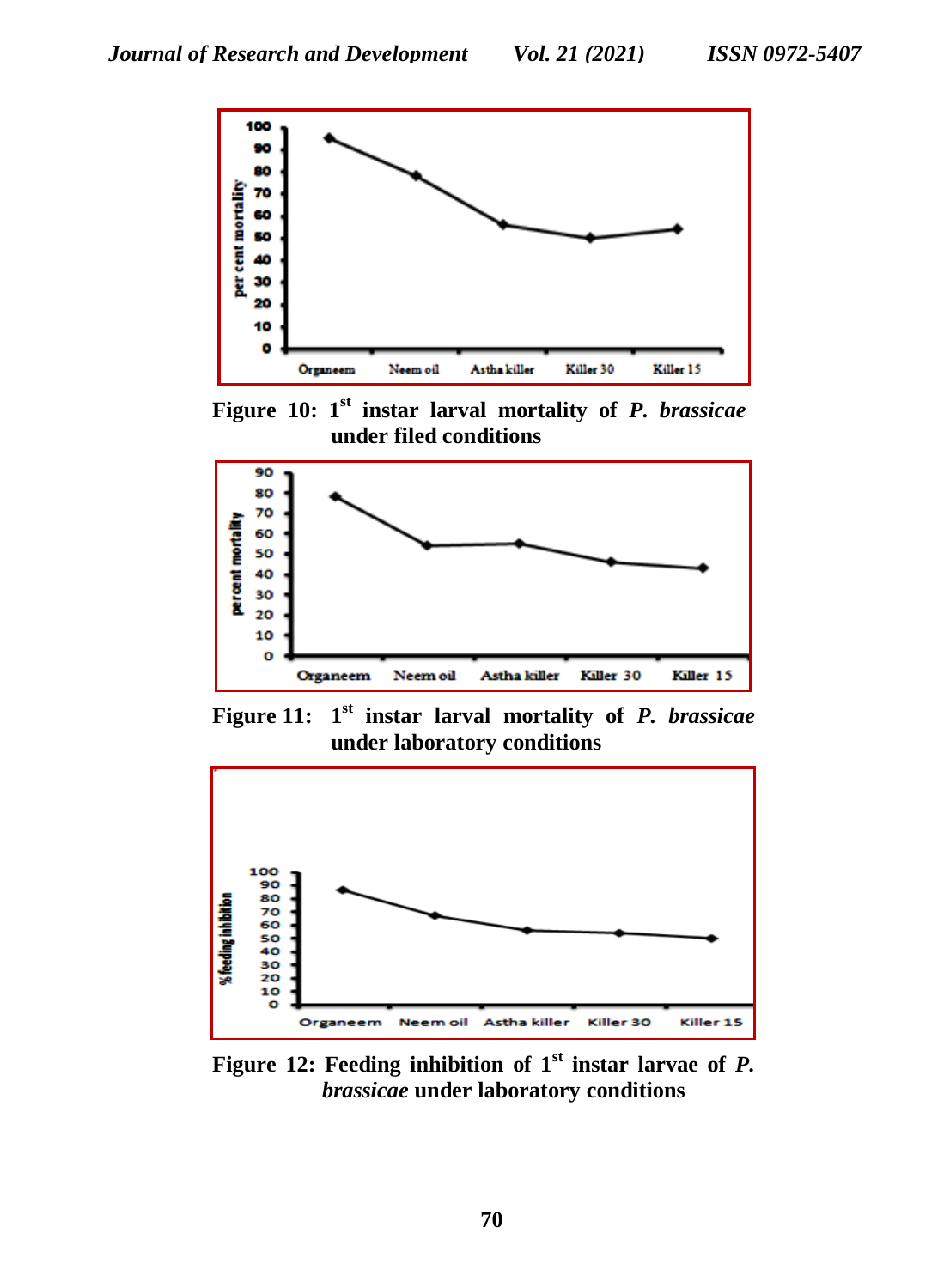Figure 10: 1st instar larval mortality of *P. brassicae* under filed conditions

Figure 11: 1st instar larval mortality of *P. brassicae* under laboratory conditions

Figure 12: Feeding inhibition of 1st instar larvae of *P. brassicae* under laboratory conditions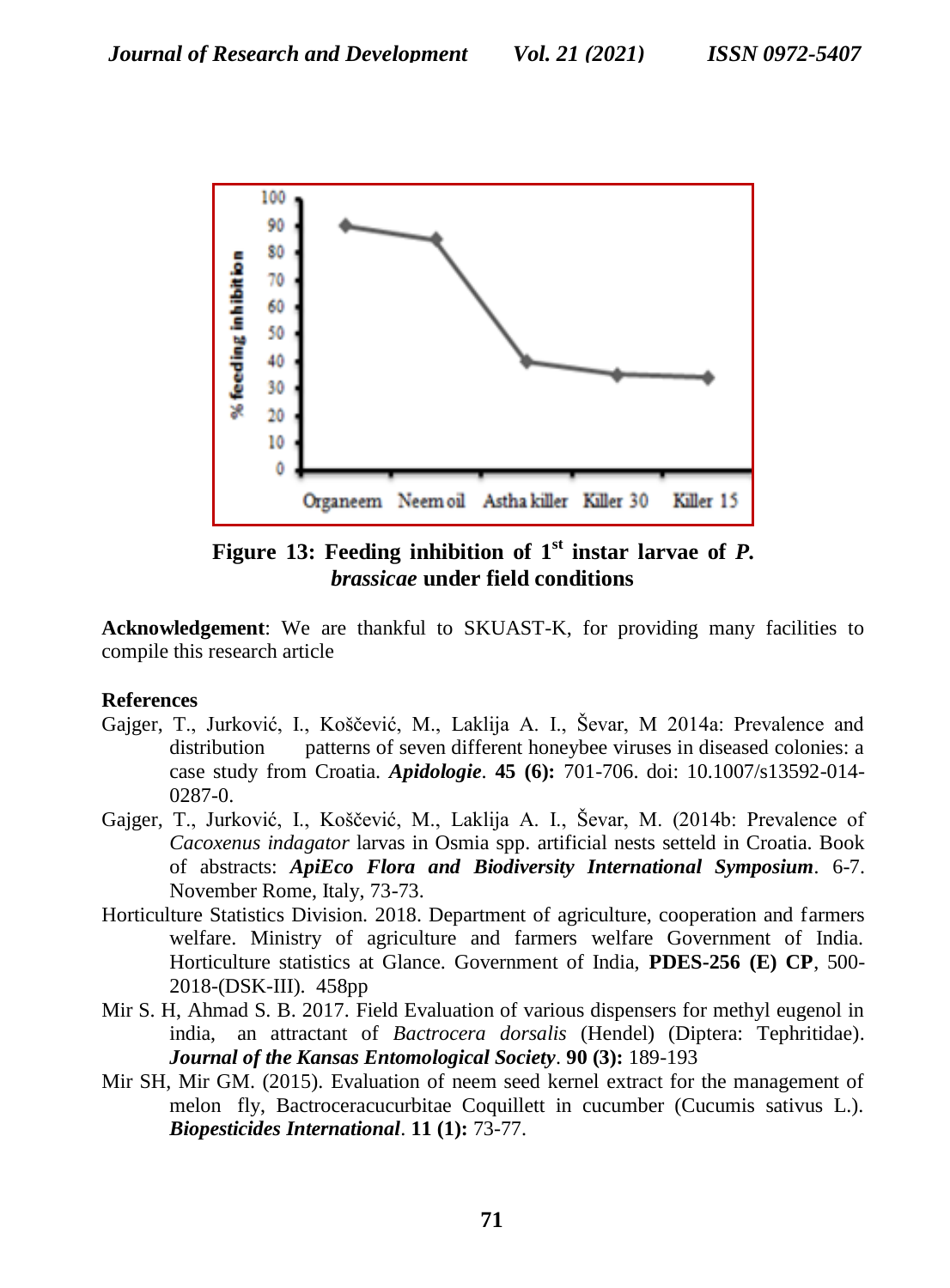Figure 13: Feeding inhibition of 1st instar larvae of *P. brassicae* under field conditions

**Acknowledgement**: We are thankful to SKUAST-K, for providing many facilities to compile this research article

**References**

Gajger, T., Jurković, I., Koščević, M., Laklija A. I., Ševar, M 2014a: Prevalence and distribution patterns of seven different honeybee viruses in diseased colonies: a case study from Croatia. ***Apidologie***. **45 (6):** 701-706. doi: 10.1007/s13592-014-0287-0.

Gajger, T., Jurković, I., Koščević, M., Laklija A. I., Ševar, M. (2014b: Prevalence of *Cacoxenus indagator* larvas in Osmia spp. artificial nests setteld in Croatia. Book of abstracts: ***ApiEco Flora and Biodiversity International Symposium***. 6-7. November Rome, Italy, 73-73.

Horticulture Statistics Division. 2018. Department of agriculture, cooperation and farmers welfare. Ministry of agriculture and farmers welfare Government of India. Horticulture statistics at Glance. Government of India, **PDES-256 (E) CP**, 500-2018-(DSK-III). 458pp

Mir S. H, Ahmad S. B. 2017. Field Evaluation of various dispensers for methyl eugenol in india, an attractant of *Bactrocera dorsalis* (Hendel) (Diptera: Tephritidae). ***Journal of the Kansas Entomological Society***. **90 (3):** 189-193

Mir SH, Mir GM. (2015). Evaluation of neem seed kernel extract for the management of melon fly, Bactroceracucurbitae Coquillett in cucumber (Cucumis sativus L.). ***Biopesticides International***. **11 (1):** 73-77.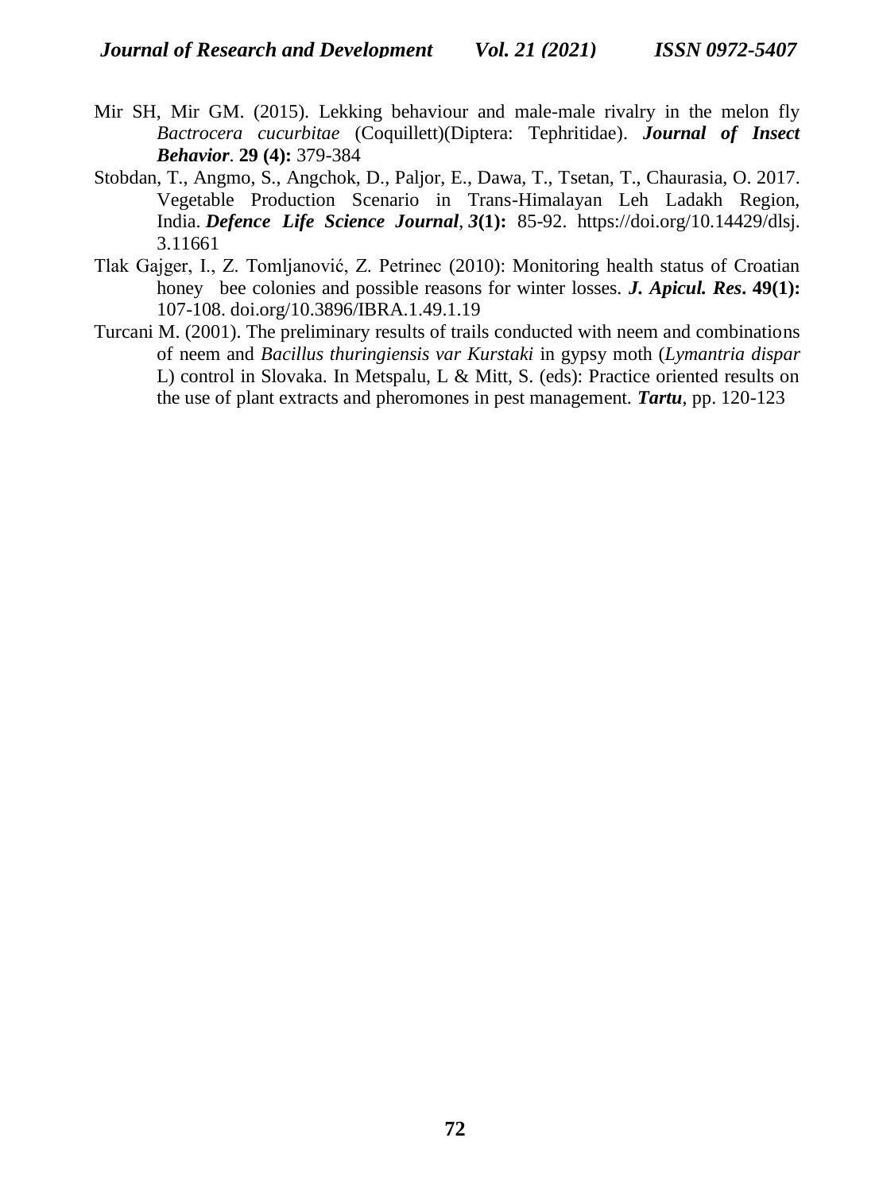Mir SH, Mir GM. (2015). Lekking behaviour and male-male rivalry in the melon fly *Bactrocera cucurbitae* (Coquillett)(Diptera: Tephritidae). ***Journal of Insect Behavior***. **29 (4):** 379-384

Stobdan, T., Angmo, S., Angchok, D., Paljor, E., Dawa, T., Tsetan, T., Chaurasia, O. 2017. Vegetable Production Scenario in Trans-Himalayan Leh Ladakh Region, India. ***Defence Life Science Journal***, ***3*(1):** 85-92. https://doi.org/10.14429/dlsj.3.11661

Tlak Gajger, I., Z. Tomljanović, Z. Petrinec (2010): Monitoring health status of Croatian honey bee colonies and possible reasons for winter losses. ***J. Apicul. Res*. 49(1):** 107-108. doi.org/10.3896/IBRA.1.49.1.19

Turcani M. (2001). The preliminary results of trails conducted with neem and combinations of neem and *Bacillus thuringiensis var Kurstaki* in gypsy moth (*Lymantria dispar* L) control in Slovaka. In Metspalu, L & Mitt, S. (eds): Practice oriented results on the use of plant extracts and pheromones in pest management. ***Tartu***, pp. 120-123